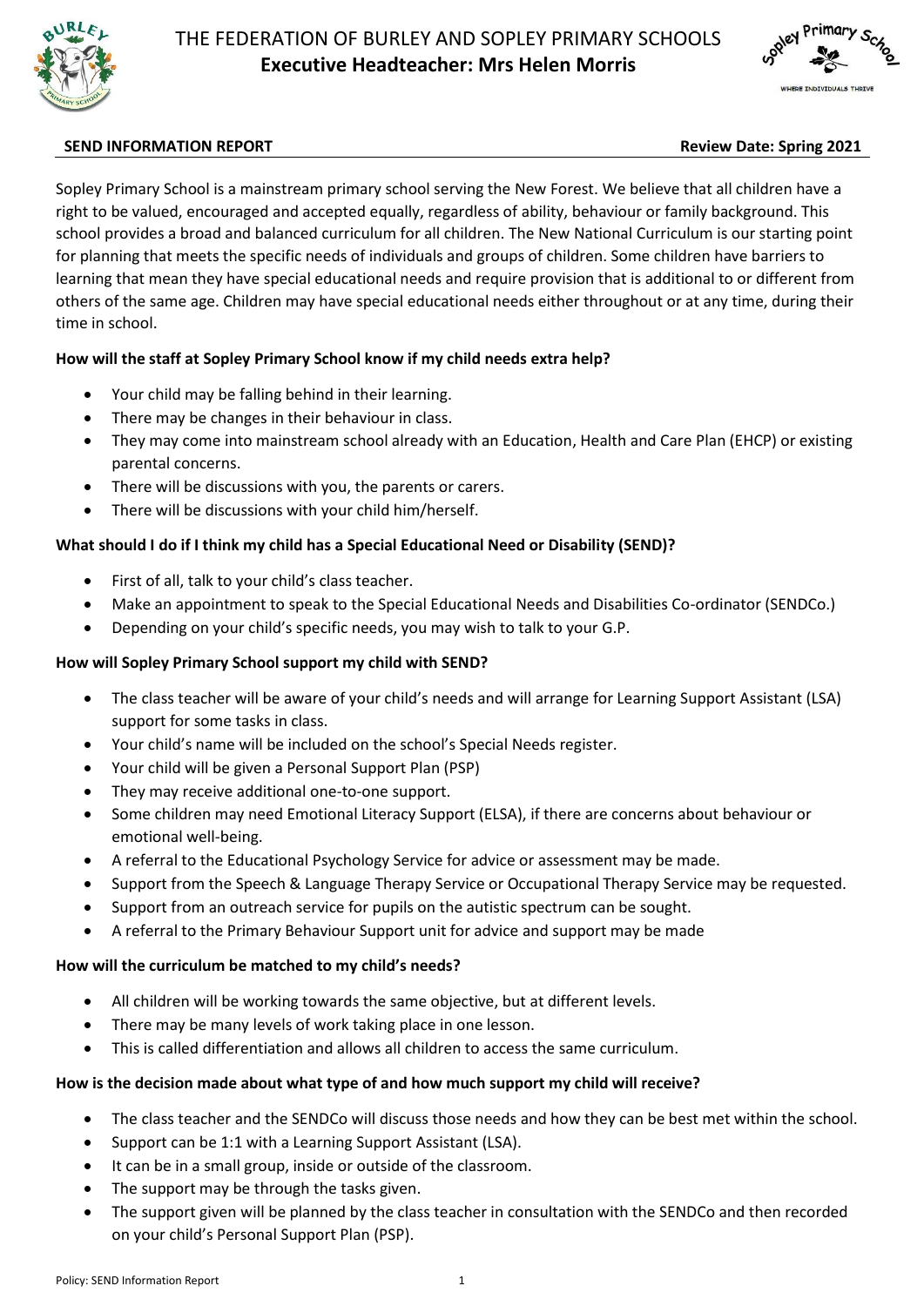# THE FEDERATION OF BURLEY AND SOPLEY PRIMARY SCHOOLS

**Executive Headteacher: Mrs Helen Morris**

**SEND INFORMATION REPORT** **Review Date: Spring 2021**

Sopley Primary School is a mainstream primary school serving the New Forest. We believe that all children have a right to be valued, encouraged and accepted equally, regardless of ability, behaviour or family background. This school provides a broad and balanced curriculum for all children. The New National Curriculum is our starting point for planning that meets the specific needs of individuals and groups of children. Some children have barriers to learning that mean they have special educational needs and require provision that is additional to or different from others of the same age. Children may have special educational needs either throughout or at any time, during their time in school.

**How will the staff at Sopley Primary School know if my child needs extra help?**

- Your child may be falling behind in their learning.
- There may be changes in their behaviour in class.
- They may come into mainstream school already with an Education, Health and Care Plan (EHCP) or existing parental concerns.
- There will be discussions with you, the parents or carers.
- There will be discussions with your child him/herself.

**What should I do if I think my child has a Special Educational Need or Disability (SEND)?**

- First of all, talk to your child's class teacher.
- Make an appointment to speak to the Special Educational Needs and Disabilities Co-ordinator (SENDCo.)
- Depending on your child's specific needs, you may wish to talk to your G.P.

**How will Sopley Primary School support my child with SEND?**

- The class teacher will be aware of your child's needs and will arrange for Learning Support Assistant (LSA) support for some tasks in class.
- Your child's name will be included on the school's Special Needs register.
- Your child will be given a Personal Support Plan (PSP)
- They may receive additional one-to-one support.
- Some children may need Emotional Literacy Support (ELSA), if there are concerns about behaviour or emotional well-being.
- A referral to the Educational Psychology Service for advice or assessment may be made.
- Support from the Speech & Language Therapy Service or Occupational Therapy Service may be requested.
- Support from an outreach service for pupils on the autistic spectrum can be sought.
- A referral to the Primary Behaviour Support unit for advice and support may be made

**How will the curriculum be matched to my child's needs?**

- All children will be working towards the same objective, but at different levels.
- There may be many levels of work taking place in one lesson.
- This is called differentiation and allows all children to access the same curriculum.

**How is the decision made about what type of and how much support my child will receive?**

- The class teacher and the SENDCo will discuss those needs and how they can be best met within the school.
- Support can be 1:1 with a Learning Support Assistant (LSA).
- It can be in a small group, inside or outside of the classroom.
- The support may be through the tasks given.
- The support given will be planned by the class teacher in consultation with the SENDCo and then recorded on your child's Personal Support Plan (PSP).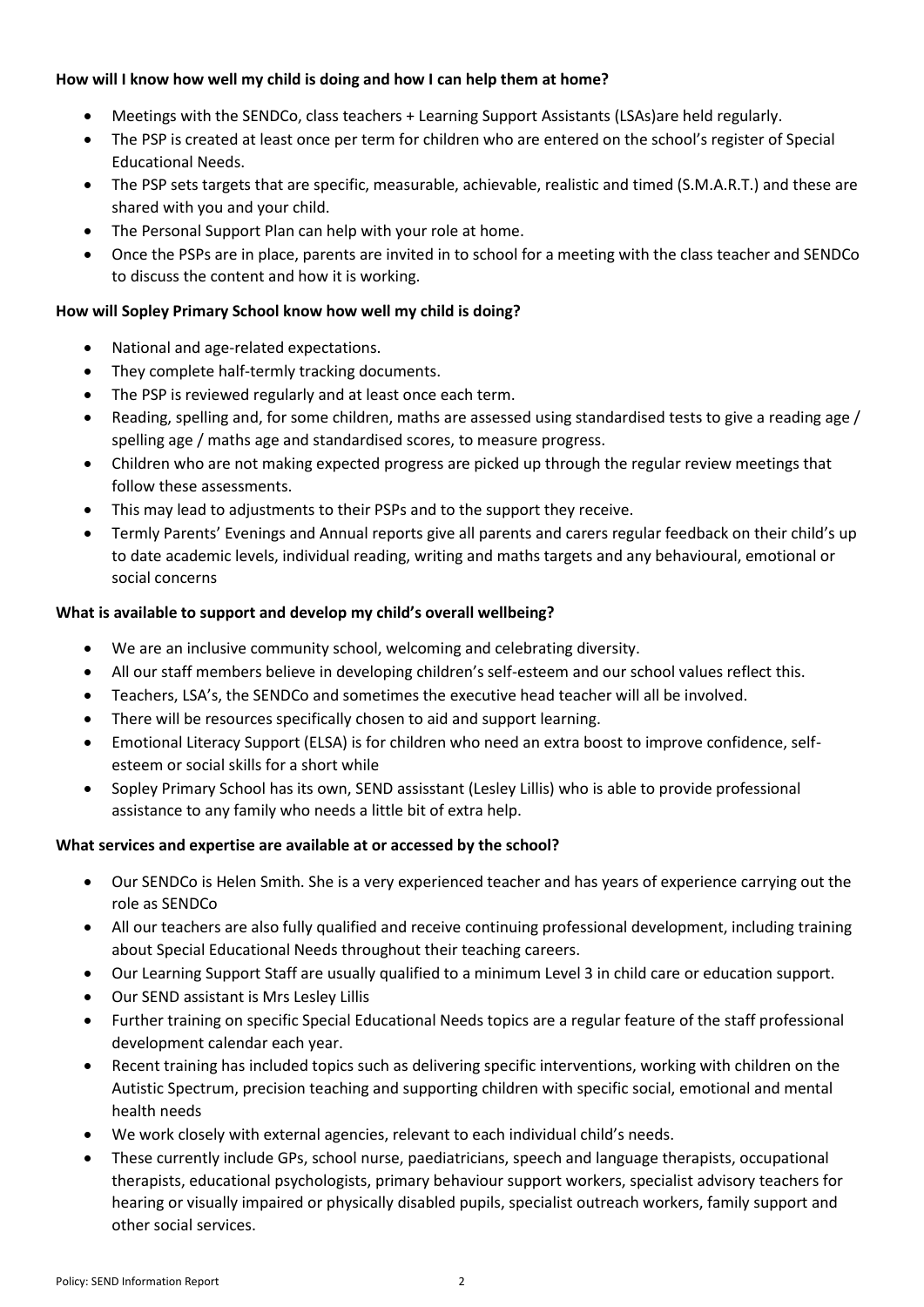**How will I know how well my child is doing and how I can help them at home?**

- Meetings with the SENDCo, class teachers + Learning Support Assistants (LSAs)are held regularly.
- The PSP is created at least once per term for children who are entered on the school's register of Special Educational Needs.
- The PSP sets targets that are specific, measurable, achievable, realistic and timed (S.M.A.R.T.) and these are shared with you and your child.
- The Personal Support Plan can help with your role at home.
- Once the PSPs are in place, parents are invited in to school for a meeting with the class teacher and SENDCo to discuss the content and how it is working.

**How will Sopley Primary School know how well my child is doing?**

- National and age-related expectations.
- They complete half-termly tracking documents.
- The PSP is reviewed regularly and at least once each term.
- Reading, spelling and, for some children, maths are assessed using standardised tests to give a reading age / spelling age / maths age and standardised scores, to measure progress.
- Children who are not making expected progress are picked up through the regular review meetings that follow these assessments.
- This may lead to adjustments to their PSPs and to the support they receive.
- Termly Parents' Evenings and Annual reports give all parents and carers regular feedback on their child's up to date academic levels, individual reading, writing and maths targets and any behavioural, emotional or social concerns

**What is available to support and develop my child's overall wellbeing?**

- We are an inclusive community school, welcoming and celebrating diversity.
- All our staff members believe in developing children's self-esteem and our school values reflect this.
- Teachers, LSA's, the SENDCo and sometimes the executive head teacher will all be involved.
- There will be resources specifically chosen to aid and support learning.
- Emotional Literacy Support (ELSA) is for children who need an extra boost to improve confidence, self-esteem or social skills for a short while
- Sopley Primary School has its own, SEND assisstant (Lesley Lillis) who is able to provide professional assistance to any family who needs a little bit of extra help.

**What services and expertise are available at or accessed by the school?**

- Our SENDCo is Helen Smith. She is a very experienced teacher and has years of experience carrying out the role as SENDCo
- All our teachers are also fully qualified and receive continuing professional development, including training about Special Educational Needs throughout their teaching careers.
- Our Learning Support Staff are usually qualified to a minimum Level 3 in child care or education support.
- Our SEND assistant is Mrs Lesley Lillis
- Further training on specific Special Educational Needs topics are a regular feature of the staff professional development calendar each year.
- Recent training has included topics such as delivering specific interventions, working with children on the Autistic Spectrum, precision teaching and supporting children with specific social, emotional and mental health needs
- We work closely with external agencies, relevant to each individual child's needs.
- These currently include GPs, school nurse, paediatricians, speech and language therapists, occupational therapists, educational psychologists, primary behaviour support workers, specialist advisory teachers for hearing or visually impaired or physically disabled pupils, specialist outreach workers, family support and other social services.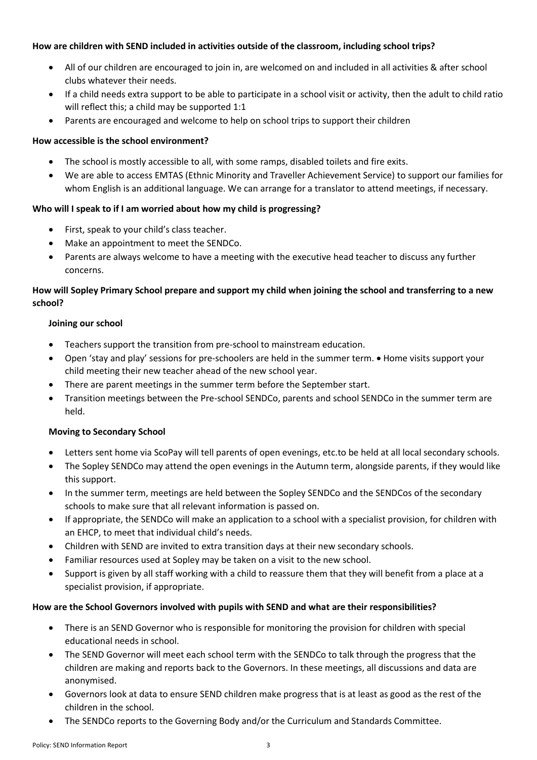**How are children with SEND included in activities outside of the classroom, including school trips?**

- All of our children are encouraged to join in, are welcomed on and included in all activities & after school clubs whatever their needs.
- If a child needs extra support to be able to participate in a school visit or activity, then the adult to child ratio will reflect this; a child may be supported 1:1
- Parents are encouraged and welcome to help on school trips to support their children

**How accessible is the school environment?**

- The school is mostly accessible to all, with some ramps, disabled toilets and fire exits.
- We are able to access EMTAS (Ethnic Minority and Traveller Achievement Service) to support our families for whom English is an additional language. We can arrange for a translator to attend meetings, if necessary.

**Who will I speak to if I am worried about how my child is progressing?**

- First, speak to your child's class teacher.
- Make an appointment to meet the SENDCo.
- Parents are always welcome to have a meeting with the executive head teacher to discuss any further concerns.

**How will Sopley Primary School prepare and support my child when joining the school and transferring to a new school?**

**Joining our school**

- Teachers support the transition from pre-school to mainstream education.
- Open 'stay and play' sessions for pre-schoolers are held in the summer term. • Home visits support your child meeting their new teacher ahead of the new school year.
- There are parent meetings in the summer term before the September start.
- Transition meetings between the Pre-school SENDCo, parents and school SENDCo in the summer term are held.

**Moving to Secondary School**

- Letters sent home via ScoPay will tell parents of open evenings, etc.to be held at all local secondary schools.
- The Sopley SENDCo may attend the open evenings in the Autumn term, alongside parents, if they would like this support.
- In the summer term, meetings are held between the Sopley SENDCo and the SENDCos of the secondary schools to make sure that all relevant information is passed on.
- If appropriate, the SENDCo will make an application to a school with a specialist provision, for children with an EHCP, to meet that individual child's needs.
- Children with SEND are invited to extra transition days at their new secondary schools.
- Familiar resources used at Sopley may be taken on a visit to the new school.
- Support is given by all staff working with a child to reassure them that they will benefit from a place at a specialist provision, if appropriate.

**How are the School Governors involved with pupils with SEND and what are their responsibilities?**

- There is an SEND Governor who is responsible for monitoring the provision for children with special educational needs in school.
- The SEND Governor will meet each school term with the SENDCo to talk through the progress that the children are making and reports back to the Governors. In these meetings, all discussions and data are anonymised.
- Governors look at data to ensure SEND children make progress that is at least as good as the rest of the children in the school.
- The SENDCo reports to the Governing Body and/or the Curriculum and Standards Committee.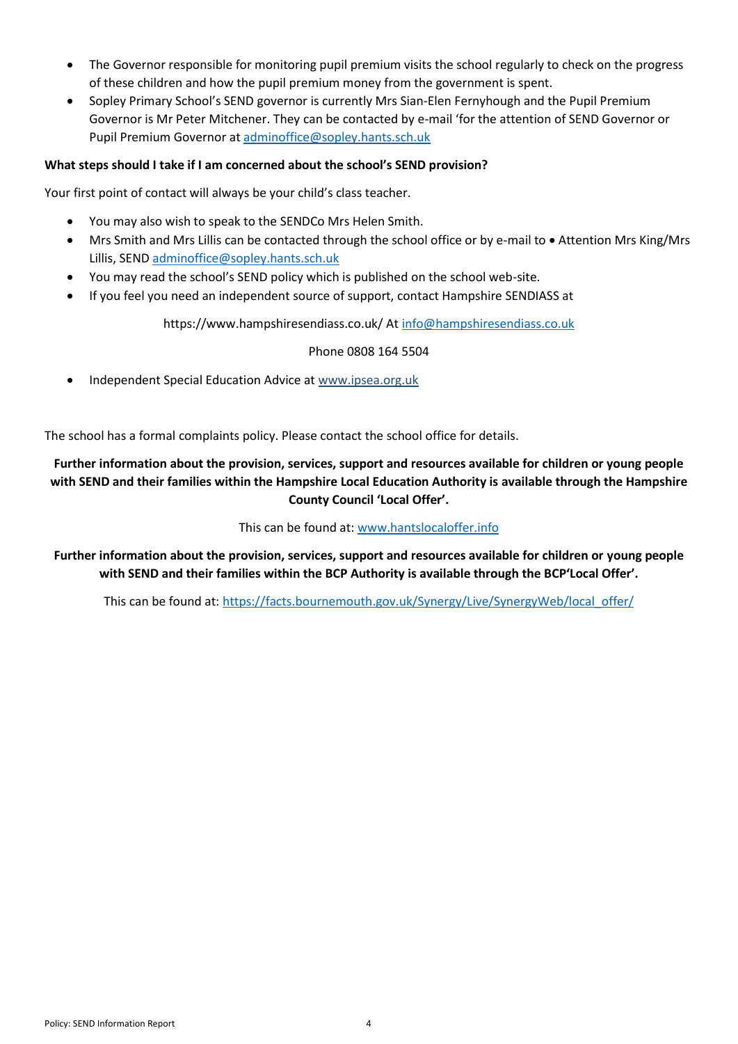- The Governor responsible for monitoring pupil premium visits the school regularly to check on the progress of these children and how the pupil premium money from the government is spent.
- Sopley Primary School's SEND governor is currently Mrs Sian-Elen Fernyhough and the Pupil Premium Governor is Mr Peter Mitchener. They can be contacted by e-mail 'for the attention of SEND Governor or Pupil Premium Governor at adminoffice@sopley.hants.sch.uk

**What steps should I take if I am concerned about the school's SEND provision?**

Your first point of contact will always be your child's class teacher.

- You may also wish to speak to the SENDCo Mrs Helen Smith.
- Mrs Smith and Mrs Lillis can be contacted through the school office or by e-mail to • Attention Mrs King/Mrs Lillis, SEND adminoffice@sopley.hants.sch.uk
- You may read the school's SEND policy which is published on the school web-site.
- If you feel you need an independent source of support, contact Hampshire SENDIASS at

https://www.hampshiresendiass.co.uk/ At info@hampshiresendiass.co.uk

Phone 0808 164 5504

- Independent Special Education Advice at www.ipsea.org.uk

The school has a formal complaints policy. Please contact the school office for details.

**Further information about the provision, services, support and resources available for children or young people with SEND and their families within the Hampshire Local Education Authority is available through the Hampshire County Council 'Local Offer'.**

This can be found at: www.hantslocaloffer.info

**Further information about the provision, services, support and resources available for children or young people with SEND and their families within the BCP Authority is available through the BCP'Local Offer'.**

This can be found at: https://facts.bournemouth.gov.uk/Synergy/Live/SynergyWeb/local_offer/